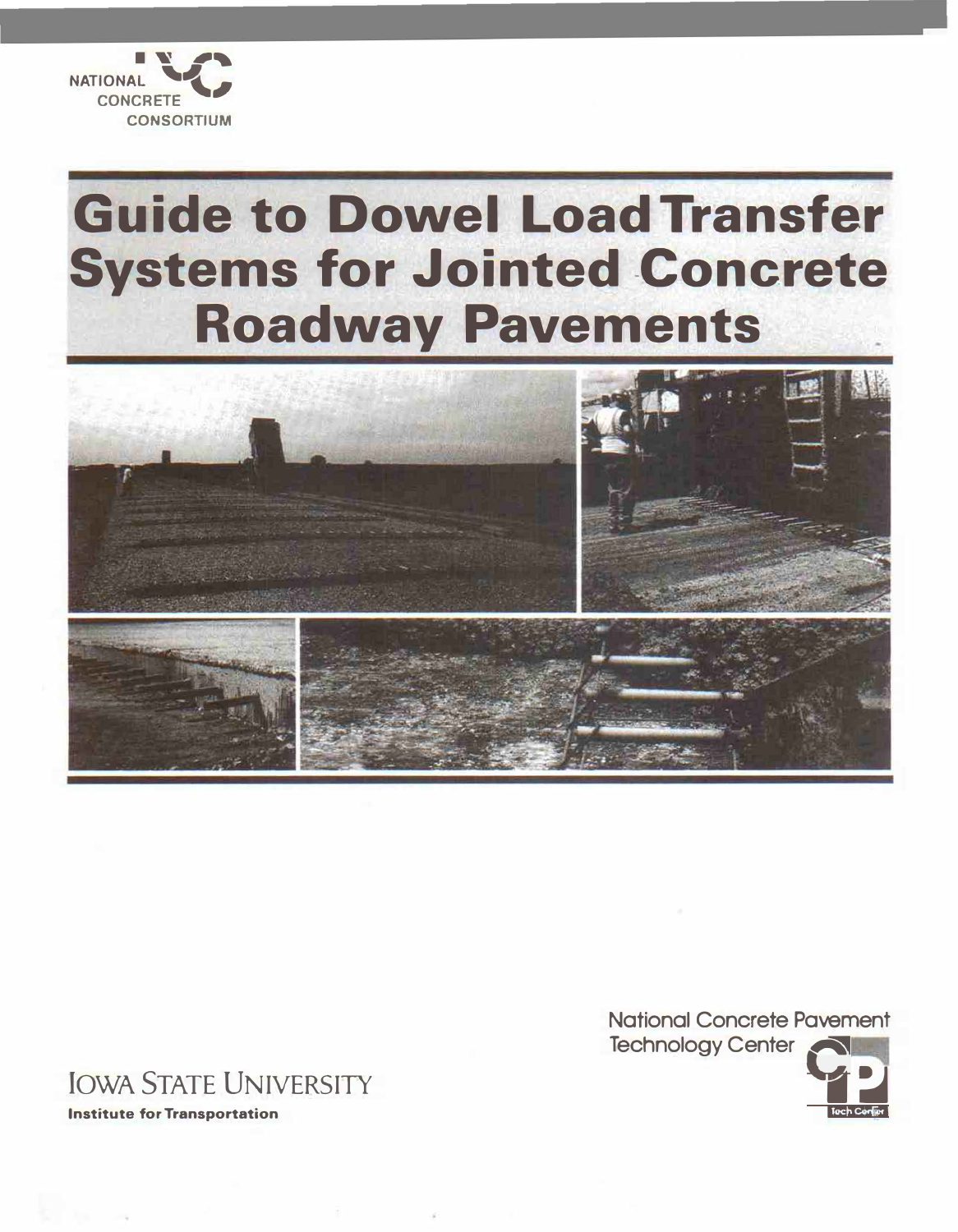NATIONAL CONCRETE CONSORTIUM

# Guide to Dowel Load Transfer Systems for Jointed Concrete Roadway Pavements

National Concrete Pavement Technology Center

IOWA STATE UNIVERSITY

**Institute for Transportation**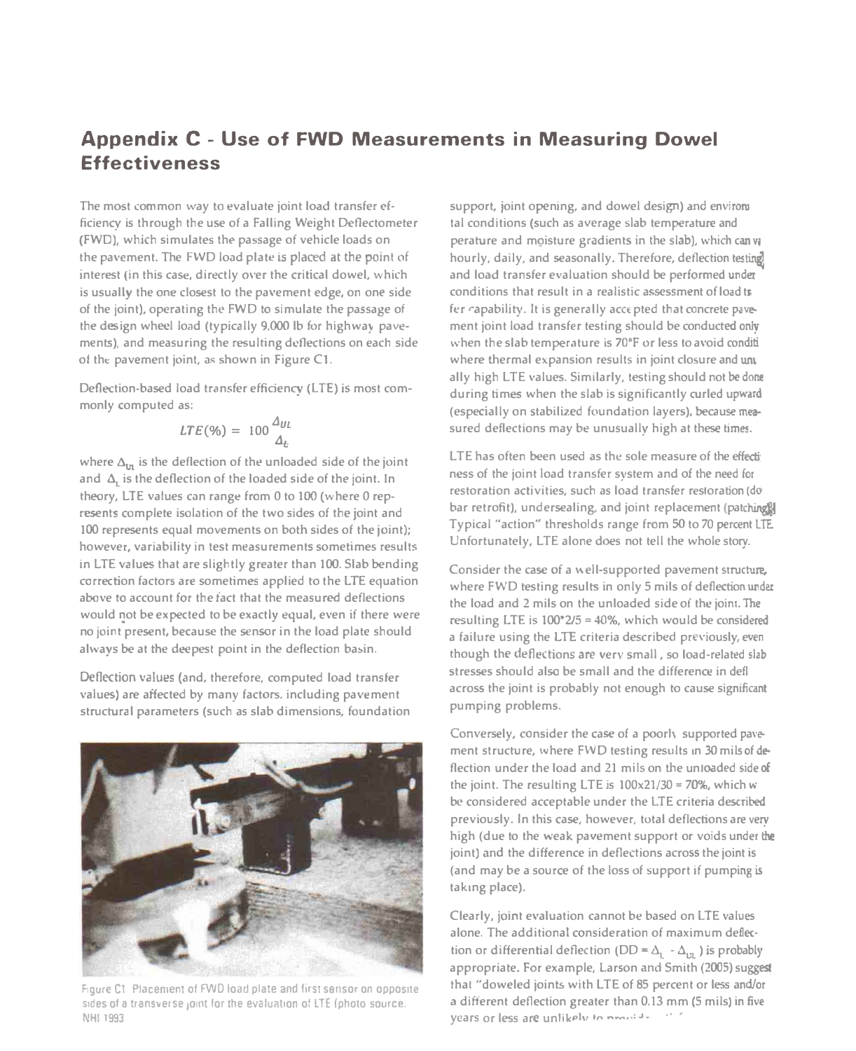# Appendix C - Use of FWD Measurements in Measuring Dowel Effectiveness

The most common way to evaluate joint load transfer efficiency is through the use of a Falling Weight Deflectometer (FWD), which simulates the passage of vehicle loads on the pavement. The FWD load plate is placed at the point of interest (in this case, directly over the critical dowel, which is usually the one closest to the pavement edge, on one side of the joint), operating the FWD to simulate the passage of the design wheel load (typically 9,000 lb for highway pavements), and measuring the resulting deflections on each side of the pavement joint, as shown in Figure C1.

Deflection-based load transfer efficiency (LTE) is most commonly computed as:

$$LTE(\%) = 100 \frac{\Delta_{UL}}{\Delta_L}$$

where $\Delta_{UL}$ is the deflection of the unloaded side of the joint and $\Delta_L$ is the deflection of the loaded side of the joint. In theory, LTE values can range from 0 to 100 (where 0 represents complete isolation of the two sides of the joint and 100 represents equal movements on both sides of the joint); however, variability in test measurements sometimes results in LTE values that are slightly greater than 100. Slab bending correction factors are sometimes applied to the LTE equation above to account for the fact that the measured deflections would not be expected to be exactly equal, even if there were no joint present, because the sensor in the load plate should always be at the deepest point in the deflection basin.

Deflection values (and, therefore, computed load transfer values) are affected by many factors, including pavement structural parameters (such as slab dimensions, foundation support, joint opening, and dowel design) and environmental conditions (such as average slab temperature and temperature and moisture gradients in the slab), which can vary hourly, daily, and seasonally. Therefore, deflection testing and load transfer evaluation should be performed under conditions that result in a realistic assessment of load transfer capability. It is generally accepted that concrete pavement joint load transfer testing should be conducted only when the slab temperature is 70°F or less to avoid conditions where thermal expansion results in joint closure and unusually high LTE values. Similarly, testing should not be done during times when the slab is significantly curled upward (especially on stabilized foundation layers), because measured deflections may be unusually high at these times.

Figure C1 Placement of FWD load plate and first sensor on opposite sides of a transverse joint for the evaluation of LTE (photo source: NHI 1993

LTE has often been used as the sole measure of the effectiveness of the joint load transfer system and of the need for restoration activities, such as load transfer restoration (dowel bar retrofit), undersealing, and joint replacement (patching). Typical "action" thresholds range from 50 to 70 percent LTE. Unfortunately, LTE alone does not tell the whole story.

Consider the case of a well-supported pavement structure, where FWD testing results in only 5 mils of deflection under the load and 2 mils on the unloaded side of the joint. The resulting LTE is 100*2/5 = 40%, which would be considered a failure using the LTE criteria described previously, even though the deflections are very small, so load-related slab stresses should also be small and the difference in deflection across the joint is probably not enough to cause significant pumping problems.

Conversely, consider the case of a poorly supported pavement structure, where FWD testing results in 30 mils of deflection under the load and 21 mils on the unloaded side of the joint. The resulting LTE is 100x21/30 = 70%, which would be considered acceptable under the LTE criteria described previously. In this case, however, total deflections are very high (due to the weak pavement support or voids under the joint) and the difference in deflections across the joint is (and may be a source of the loss of support if pumping is taking place).

Clearly, joint evaluation cannot be based on LTE values alone. The additional consideration of maximum deflection or differential deflection ($DD = \Delta_L - \Delta_{UL}$) is probably appropriate. For example, Larson and Smith (2005) suggest that "doweled joints with LTE of 85 percent or less and/or a different deflection greater than 0.13 mm (5 mils) in five years or less are unlikely to provide ...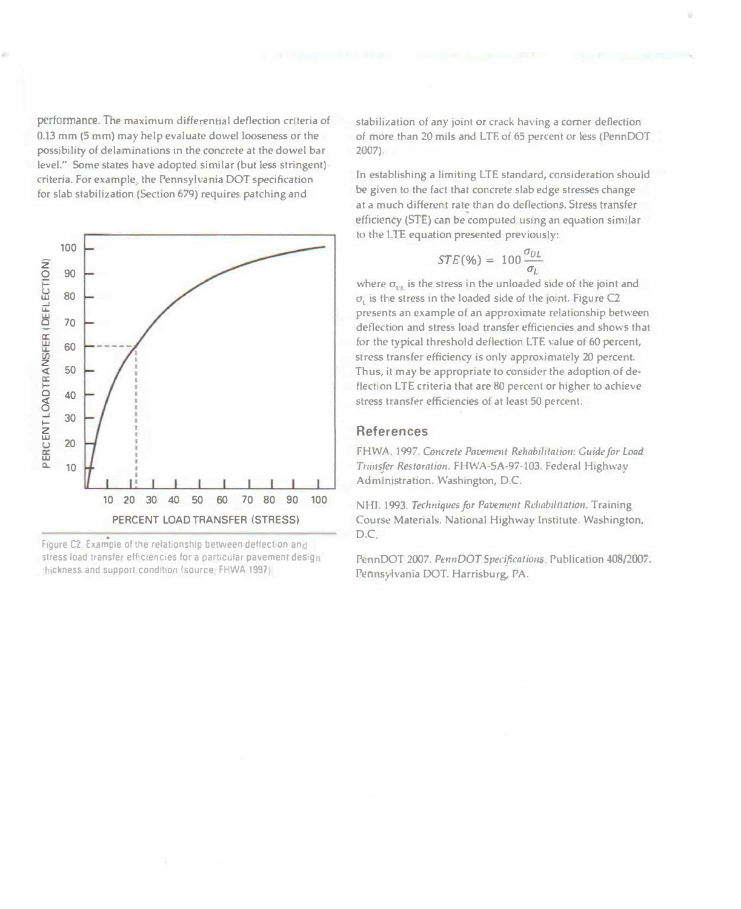performance. The maximum differential deflection criteria of 0.13 mm (5 mm) may help evaluate dowel looseness or the possibility of delaminations in the concrete at the dowel bar level." Some states have adopted similar (but less stringent) criteria. For example, the Pennsylvania DOT specification for slab stabilization (Section 679) requires patching and stabilization of any joint or crack having a corner deflection of more than 20 mils and LTE of 65 percent or less (PennDOT 2007).

PERCENT LOAD TRANSFER (DEFLECTION)

100
90
80
70
60
50
40
30
20
10

10 20 30 40 50 60 70 80 90 100

PERCENT LOAD TRANSFER (STRESS)

Figure C2. Example of the relationship between deflection and stress load transfer efficiencies for a particular pavement design thickness and support condition (source: FHWA 1997).

In establishing a limiting LTE standard, consideration should be given to the fact that concrete slab edge stresses change at a much different rate than do deflections. Stress transfer efficiency (STE) can be computed using an equation similar to the LTE equation presented previously:

$$STE(\%) = 100 \frac{\sigma_{UL}}{\sigma_L}$$

where $\sigma_{UL}$ is the stress in the unloaded side of the joint and $\sigma_L$ is the stress in the loaded side of the joint. Figure C2 presents an example of an approximate relationship between deflection and stress load transfer efficiencies and shows that for the typical threshold deflection LTE value of 60 percent, stress transfer efficiency is only approximately 20 percent. Thus, it may be appropriate to consider the adoption of deflection LTE criteria that are 80 percent or higher to achieve stress transfer efficiencies of at least 50 percent.

## References

FHWA. 1997. *Concrete Pavement Rehabilitation: Guide for Load Transfer Restoration*. FHWA-SA-97-103. Federal Highway Administration. Washington, D.C.

NHI. 1993. *Techniques for Pavement Rehabilitation*. Training Course Materials. National Highway Institute. Washington, D.C.

PennDOT 2007. *PennDOT Specifications*. Publication 408/2007. Pennsylvania DOT. Harrisburg, PA.